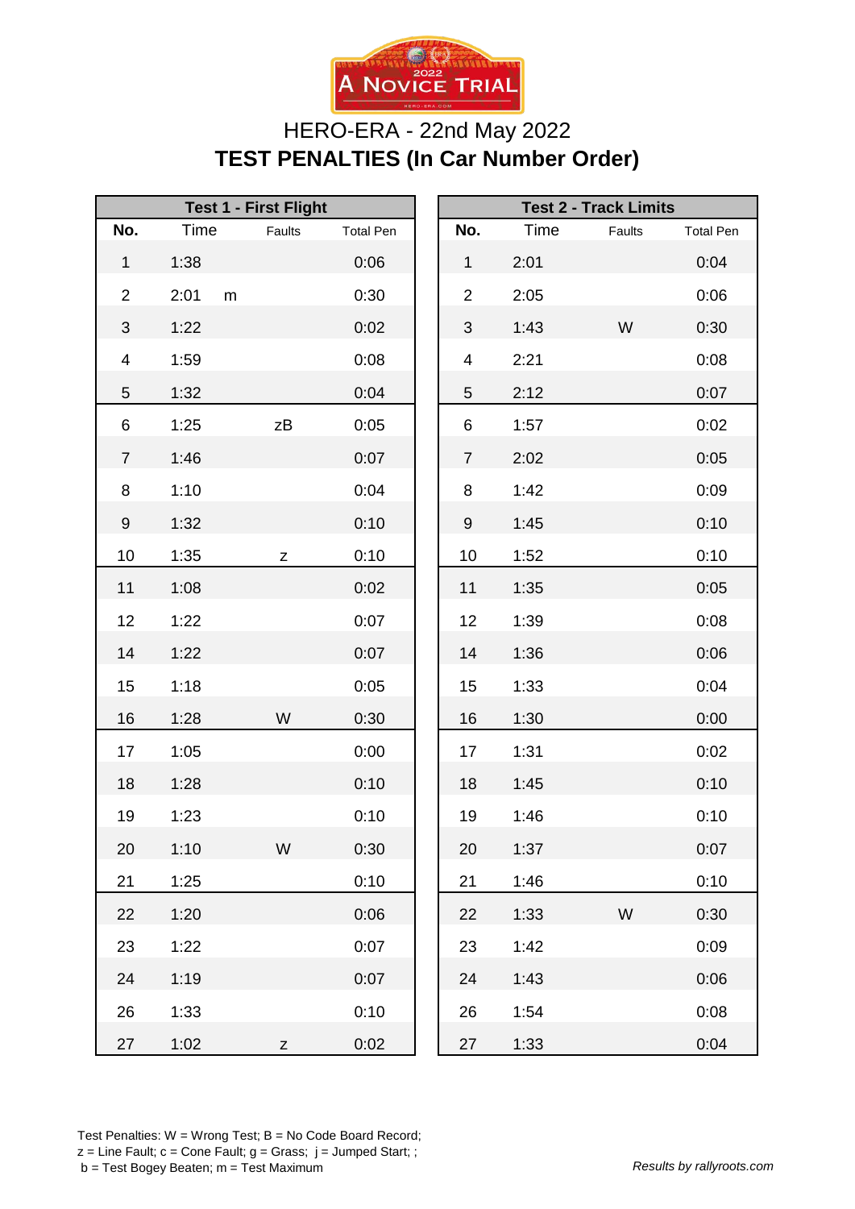A Novice Trial 2022

HERO-ERA - 22nd May 2022

# TEST PENALTIES (In Car Number Order)

| Test 1 - First Flight | | | | |
|---|---|---|---|---|
| No. | Time | | Faults | Total Pen |
| 1 | 1:38 | | | 0:06 |
| 2 | 2:01 | m | | 0:30 |
| 3 | 1:22 | | | 0:02 |
| 4 | 1:59 | | | 0:08 |
| 5 | 1:32 | | | 0:04 |
| 6 | 1:25 | | zB | 0:05 |
| 7 | 1:46 | | | 0:07 |
| 8 | 1:10 | | | 0:04 |
| 9 | 1:32 | | | 0:10 |
| 10 | 1:35 | | z | 0:10 |
| 11 | 1:08 | | | 0:02 |
| 12 | 1:22 | | | 0:07 |
| 14 | 1:22 | | | 0:07 |
| 15 | 1:18 | | | 0:05 |
| 16 | 1:28 | | W | 0:30 |
| 17 | 1:05 | | | 0:00 |
| 18 | 1:28 | | | 0:10 |
| 19 | 1:23 | | | 0:10 |
| 20 | 1:10 | | W | 0:30 |
| 21 | 1:25 | | | 0:10 |
| 22 | 1:20 | | | 0:06 |
| 23 | 1:22 | | | 0:07 |
| 24 | 1:19 | | | 0:07 |
| 26 | 1:33 | | | 0:10 |
| 27 | 1:02 | | z | 0:02 |

| Test 2 - Track Limits | | | |
|---|---|---|---|
| No. | Time | Faults | Total Pen |
| 1 | 2:01 | | 0:04 |
| 2 | 2:05 | | 0:06 |
| 3 | 1:43 | W | 0:30 |
| 4 | 2:21 | | 0:08 |
| 5 | 2:12 | | 0:07 |
| 6 | 1:57 | | 0:02 |
| 7 | 2:02 | | 0:05 |
| 8 | 1:42 | | 0:09 |
| 9 | 1:45 | | 0:10 |
| 10 | 1:52 | | 0:10 |
| 11 | 1:35 | | 0:05 |
| 12 | 1:39 | | 0:08 |
| 14 | 1:36 | | 0:06 |
| 15 | 1:33 | | 0:04 |
| 16 | 1:30 | | 0:00 |
| 17 | 1:31 | | 0:02 |
| 18 | 1:45 | | 0:10 |
| 19 | 1:46 | | 0:10 |
| 20 | 1:37 | | 0:07 |
| 21 | 1:46 | | 0:10 |
| 22 | 1:33 | W | 0:30 |
| 23 | 1:42 | | 0:09 |
| 24 | 1:43 | | 0:06 |
| 26 | 1:54 | | 0:08 |
| 27 | 1:33 | | 0:04 |

Test Penalties: W = Wrong Test; B = No Code Board Record;
z = Line Fault; c = Cone Fault; g = Grass; j = Jumped Start; ;
b = Test Bogey Beaten; m = Test Maximum

*Results by rallyroots.com*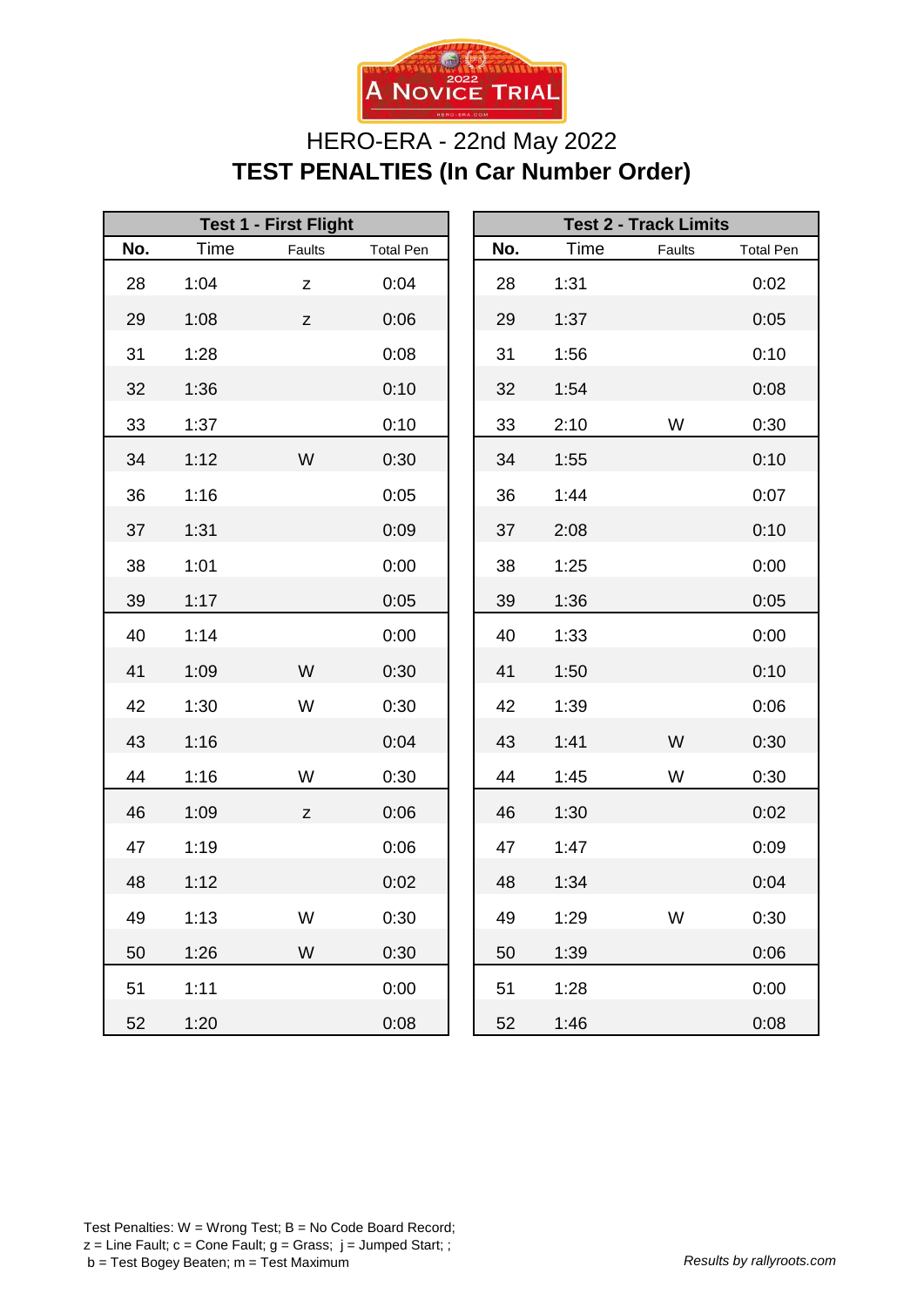2022 A NOVICE TRIAL

HERO-ERA - 22nd May 2022

# TEST PENALTIES (In Car Number Order)

| Test 1 - First Flight | | | |
|---|---|---|---|
| No. | Time | Faults | Total Pen |
| 28 | 1:04 | z | 0:04 |
| 29 | 1:08 | z | 0:06 |
| 31 | 1:28 | | 0:08 |
| 32 | 1:36 | | 0:10 |
| 33 | 1:37 | | 0:10 |
| 34 | 1:12 | W | 0:30 |
| 36 | 1:16 | | 0:05 |
| 37 | 1:31 | | 0:09 |
| 38 | 1:01 | | 0:00 |
| 39 | 1:17 | | 0:05 |
| 40 | 1:14 | | 0:00 |
| 41 | 1:09 | W | 0:30 |
| 42 | 1:30 | W | 0:30 |
| 43 | 1:16 | | 0:04 |
| 44 | 1:16 | W | 0:30 |
| 46 | 1:09 | z | 0:06 |
| 47 | 1:19 | | 0:06 |
| 48 | 1:12 | | 0:02 |
| 49 | 1:13 | W | 0:30 |
| 50 | 1:26 | W | 0:30 |
| 51 | 1:11 | | 0:00 |
| 52 | 1:20 | | 0:08 |

| Test 2 - Track Limits | | | |
|---|---|---|---|
| No. | Time | Faults | Total Pen |
| 28 | 1:31 | | 0:02 |
| 29 | 1:37 | | 0:05 |
| 31 | 1:56 | | 0:10 |
| 32 | 1:54 | | 0:08 |
| 33 | 2:10 | W | 0:30 |
| 34 | 1:55 | | 0:10 |
| 36 | 1:44 | | 0:07 |
| 37 | 2:08 | | 0:10 |
| 38 | 1:25 | | 0:00 |
| 39 | 1:36 | | 0:05 |
| 40 | 1:33 | | 0:00 |
| 41 | 1:50 | | 0:10 |
| 42 | 1:39 | | 0:06 |
| 43 | 1:41 | W | 0:30 |
| 44 | 1:45 | W | 0:30 |
| 46 | 1:30 | | 0:02 |
| 47 | 1:47 | | 0:09 |
| 48 | 1:34 | | 0:04 |
| 49 | 1:29 | W | 0:30 |
| 50 | 1:39 | | 0:06 |
| 51 | 1:28 | | 0:00 |
| 52 | 1:46 | | 0:08 |

Test Penalties: W = Wrong Test; B = No Code Board Record;
z = Line Fault; c = Cone Fault; g = Grass; j = Jumped Start; ;
b = Test Bogey Beaten; m = Test Maximum

*Results by rallyroots.com*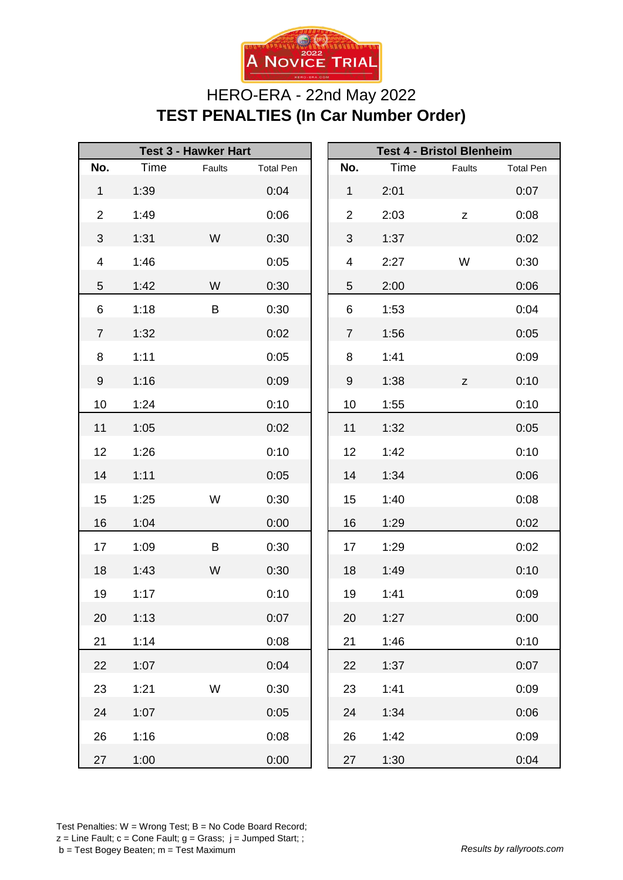A Novice Trial 2022

HERO-ERA - 22nd May 2022

# TEST PENALTIES (In Car Number Order)

| Test 3 - Hawker Hart | | | |
|---|---|---|---|
| No. | Time | Faults | Total Pen |
| 1 | 1:39 | | 0:04 |
| 2 | 1:49 | | 0:06 |
| 3 | 1:31 | W | 0:30 |
| 4 | 1:46 | | 0:05 |
| 5 | 1:42 | W | 0:30 |
| 6 | 1:18 | B | 0:30 |
| 7 | 1:32 | | 0:02 |
| 8 | 1:11 | | 0:05 |
| 9 | 1:16 | | 0:09 |
| 10 | 1:24 | | 0:10 |
| 11 | 1:05 | | 0:02 |
| 12 | 1:26 | | 0:10 |
| 14 | 1:11 | | 0:05 |
| 15 | 1:25 | W | 0:30 |
| 16 | 1:04 | | 0:00 |
| 17 | 1:09 | B | 0:30 |
| 18 | 1:43 | W | 0:30 |
| 19 | 1:17 | | 0:10 |
| 20 | 1:13 | | 0:07 |
| 21 | 1:14 | | 0:08 |
| 22 | 1:07 | | 0:04 |
| 23 | 1:21 | W | 0:30 |
| 24 | 1:07 | | 0:05 |
| 26 | 1:16 | | 0:08 |
| 27 | 1:00 | | 0:00 |

| Test 4 - Bristol Blenheim | | | |
|---|---|---|---|
| No. | Time | Faults | Total Pen |
| 1 | 2:01 | | 0:07 |
| 2 | 2:03 | z | 0:08 |
| 3 | 1:37 | | 0:02 |
| 4 | 2:27 | W | 0:30 |
| 5 | 2:00 | | 0:06 |
| 6 | 1:53 | | 0:04 |
| 7 | 1:56 | | 0:05 |
| 8 | 1:41 | | 0:09 |
| 9 | 1:38 | z | 0:10 |
| 10 | 1:55 | | 0:10 |
| 11 | 1:32 | | 0:05 |
| 12 | 1:42 | | 0:10 |
| 14 | 1:34 | | 0:06 |
| 15 | 1:40 | | 0:08 |
| 16 | 1:29 | | 0:02 |
| 17 | 1:29 | | 0:02 |
| 18 | 1:49 | | 0:10 |
| 19 | 1:41 | | 0:09 |
| 20 | 1:27 | | 0:00 |
| 21 | 1:46 | | 0:10 |
| 22 | 1:37 | | 0:07 |
| 23 | 1:41 | | 0:09 |
| 24 | 1:34 | | 0:06 |
| 26 | 1:42 | | 0:09 |
| 27 | 1:30 | | 0:04 |

Test Penalties: W = Wrong Test; B = No Code Board Record;
z = Line Fault; c = Cone Fault; g = Grass; j = Jumped Start; ;
b = Test Bogey Beaten; m = Test Maximum

*Results by rallyroots.com*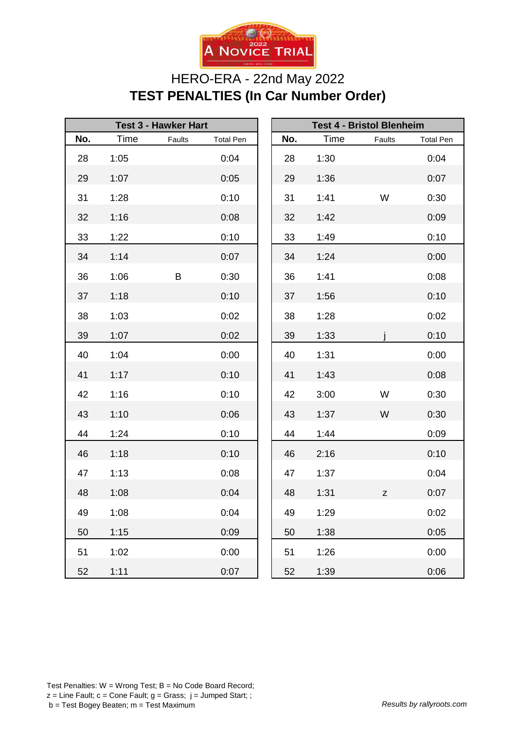HERO-ERA - 22nd May 2022

# TEST PENALTIES (In Car Number Order)

| Test 3 - Hawker Hart | | | |
|---|---|---|---|
| **No.** | **Time** | **Faults** | **Total Pen** |
| 28 | 1:05 | | 0:04 |
| 29 | 1:07 | | 0:05 |
| 31 | 1:28 | | 0:10 |
| 32 | 1:16 | | 0:08 |
| 33 | 1:22 | | 0:10 |
| 34 | 1:14 | | 0:07 |
| 36 | 1:06 | B | 0:30 |
| 37 | 1:18 | | 0:10 |
| 38 | 1:03 | | 0:02 |
| 39 | 1:07 | | 0:02 |
| 40 | 1:04 | | 0:00 |
| 41 | 1:17 | | 0:10 |
| 42 | 1:16 | | 0:10 |
| 43 | 1:10 | | 0:06 |
| 44 | 1:24 | | 0:10 |
| 46 | 1:18 | | 0:10 |
| 47 | 1:13 | | 0:08 |
| 48 | 1:08 | | 0:04 |
| 49 | 1:08 | | 0:04 |
| 50 | 1:15 | | 0:09 |
| 51 | 1:02 | | 0:00 |
| 52 | 1:11 | | 0:07 |

| Test 4 - Bristol Blenheim | | | |
|---|---|---|---|
| **No.** | **Time** | **Faults** | **Total Pen** |
| 28 | 1:30 | | 0:04 |
| 29 | 1:36 | | 0:07 |
| 31 | 1:41 | W | 0:30 |
| 32 | 1:42 | | 0:09 |
| 33 | 1:49 | | 0:10 |
| 34 | 1:24 | | 0:00 |
| 36 | 1:41 | | 0:08 |
| 37 | 1:56 | | 0:10 |
| 38 | 1:28 | | 0:02 |
| 39 | 1:33 | j | 0:10 |
| 40 | 1:31 | | 0:00 |
| 41 | 1:43 | | 0:08 |
| 42 | 3:00 | W | 0:30 |
| 43 | 1:37 | W | 0:30 |
| 44 | 1:44 | | 0:09 |
| 46 | 2:16 | | 0:10 |
| 47 | 1:37 | | 0:04 |
| 48 | 1:31 | z | 0:07 |
| 49 | 1:29 | | 0:02 |
| 50 | 1:38 | | 0:05 |
| 51 | 1:26 | | 0:00 |
| 52 | 1:39 | | 0:06 |

Test Penalties: W = Wrong Test; B = No Code Board Record;
z = Line Fault; c = Cone Fault; g = Grass; j = Jumped Start; ;
b = Test Bogey Beaten; m = Test Maximum

*Results by rallyroots.com*